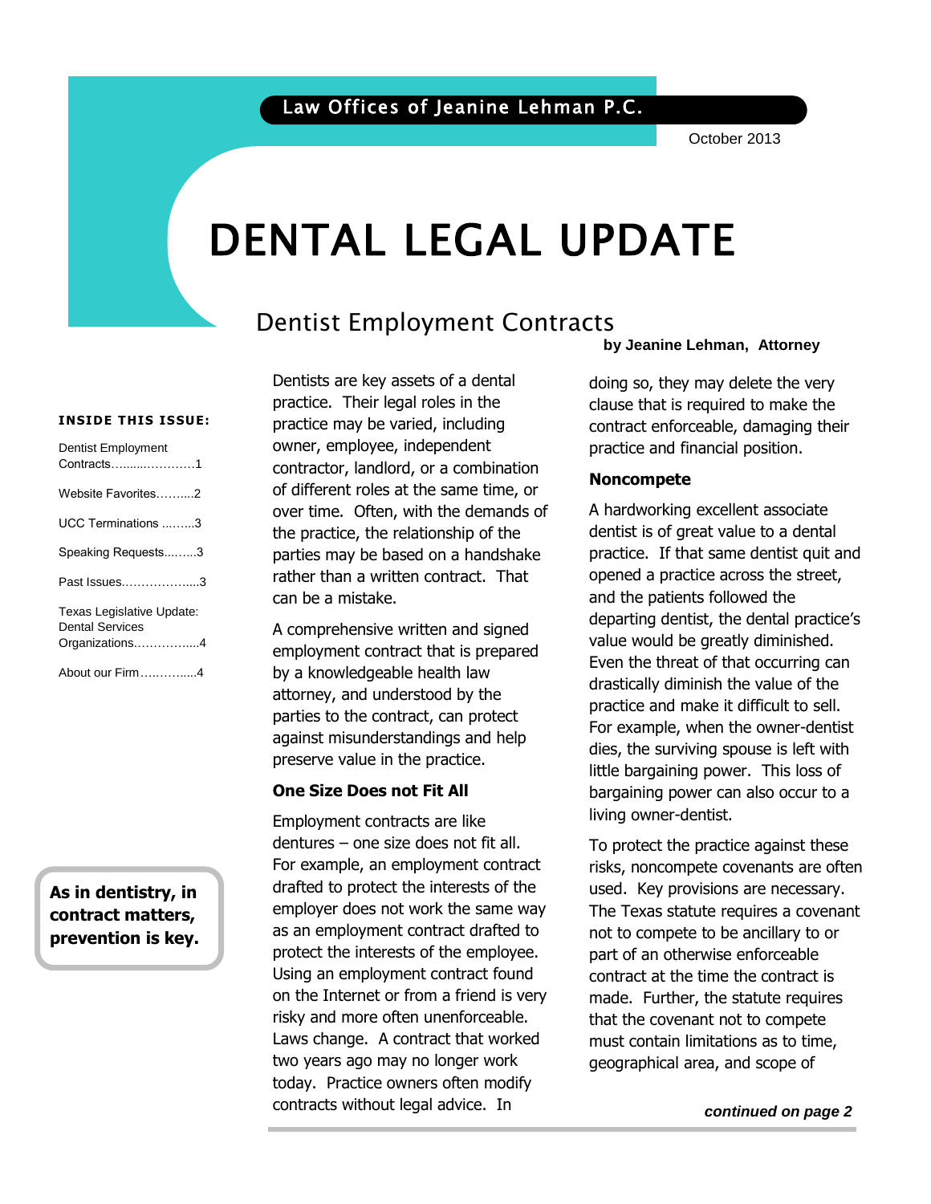Law Offices of Jeanine Lehman P.C.

October 2013

# DENTAL LEGAL UPDATE

**INSIDE THIS ISSUE:**

- Dentist Employment Contracts……..…..………1
- Website Favorites……....2
- UCC Terminations ……..3
- Speaking Requests……..3
- Past Issues…………….....3
- Texas Legislative Update: Dental Services Organizations……………....4
- About our Firm……….....4

**As in dentistry, in contract matters, prevention is key.**

## Dentist Employment Contracts

**by Jeanine Lehman, Attorney**

Dentists are key assets of a dental practice. Their legal roles in the practice may be varied, including owner, employee, independent contractor, landlord, or a combination of different roles at the same time, or over time. Often, with the demands of the practice, the relationship of the parties may be based on a handshake rather than a written contract. That can be a mistake.

A comprehensive written and signed employment contract that is prepared by a knowledgeable health law attorney, and understood by the parties to the contract, can protect against misunderstandings and help preserve value in the practice.

### One Size Does not Fit All

Employment contracts are like dentures – one size does not fit all. For example, an employment contract drafted to protect the interests of the employer does not work the same way as an employment contract drafted to protect the interests of the employee. Using an employment contract found on the Internet or from a friend is very risky and more often unenforceable. Laws change. A contract that worked two years ago may no longer work today. Practice owners often modify contracts without legal advice. In doing so, they may delete the very clause that is required to make the contract enforceable, damaging their practice and financial position.

### Noncompete

A hardworking excellent associate dentist is of great value to a dental practice. If that same dentist quit and opened a practice across the street, and the patients followed the departing dentist, the dental practice's value would be greatly diminished. Even the threat of that occurring can drastically diminish the value of the practice and make it difficult to sell. For example, when the owner-dentist dies, the surviving spouse is left with little bargaining power. This loss of bargaining power can also occur to a living owner-dentist.

To protect the practice against these risks, noncompete covenants are often used. Key provisions are necessary. The Texas statute requires a covenant not to compete to be ancillary to or part of an otherwise enforceable contract at the time the contract is made. Further, the statute requires that the covenant not to compete must contain limitations as to time, geographical area, and scope of

***continued on page 2***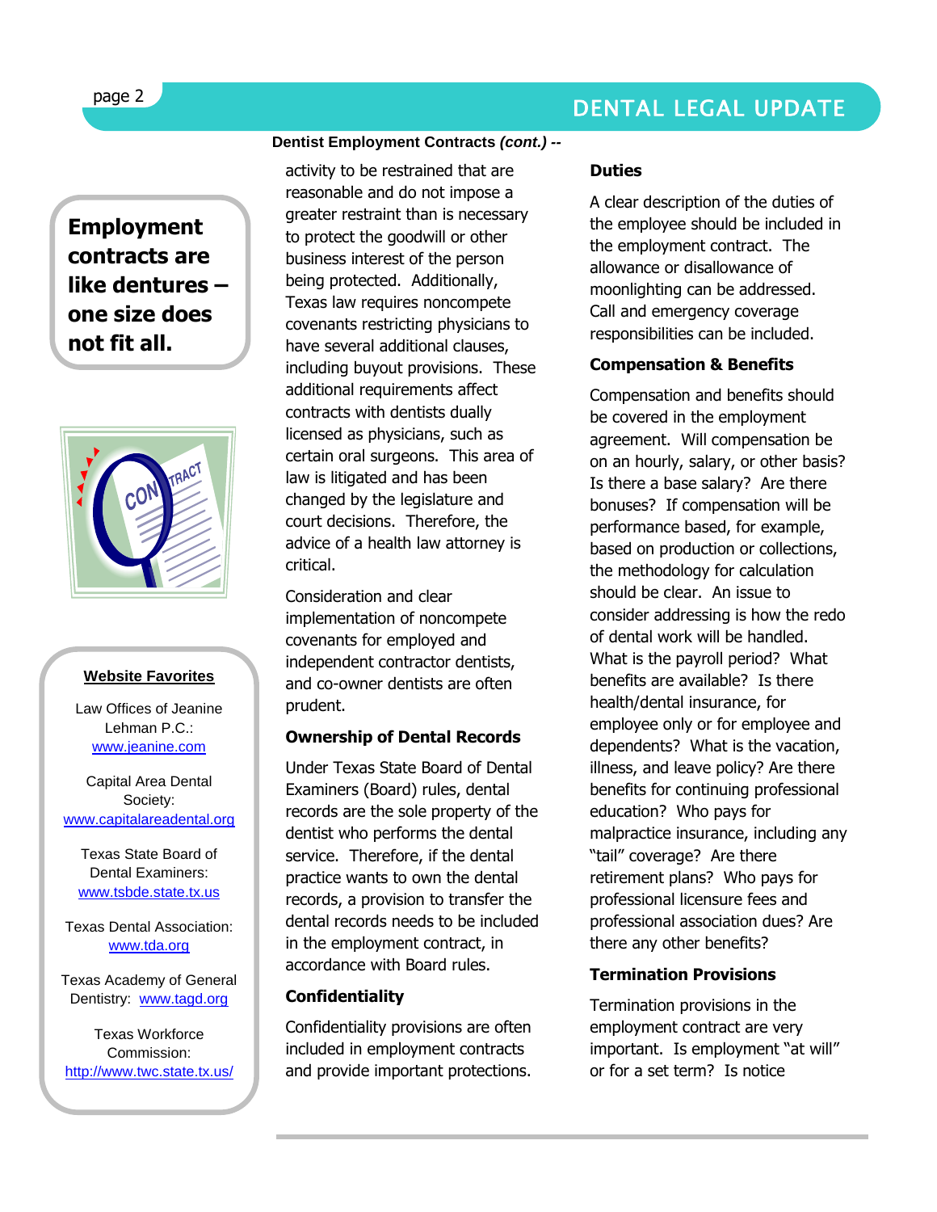**Employment contracts are like dentures – one size does not fit all.**

**Website Favorites**

Law Offices of Jeanine Lehman P.C.: www.jeanine.com

Capital Area Dental Society: www.capitalareadental.org

Texas State Board of Dental Examiners: www.tsbde.state.tx.us

Texas Dental Association: www.tda.org

Texas Academy of General Dentistry: www.tagd.org

Texas Workforce Commission: http://www.twc.state.tx.us/

**Dentist Employment Contracts *(cont.)* --**

activity to be restrained that are reasonable and do not impose a greater restraint than is necessary to protect the goodwill or other business interest of the person being protected. Additionally, Texas law requires noncompete covenants restricting physicians to have several additional clauses, including buyout provisions. These additional requirements affect contracts with dentists dually licensed as physicians, such as certain oral surgeons. This area of law is litigated and has been changed by the legislature and court decisions. Therefore, the advice of a health law attorney is critical.

Consideration and clear implementation of noncompete covenants for employed and independent contractor dentists, and co-owner dentists are often prudent.

### Ownership of Dental Records

Under Texas State Board of Dental Examiners (Board) rules, dental records are the sole property of the dentist who performs the dental service. Therefore, if the dental practice wants to own the dental records, a provision to transfer the dental records needs to be included in the employment contract, in accordance with Board rules.

### Confidentiality

Confidentiality provisions are often included in employment contracts and provide important protections.

### Duties

A clear description of the duties of the employee should be included in the employment contract. The allowance or disallowance of moonlighting can be addressed. Call and emergency coverage responsibilities can be included.

### Compensation & Benefits

Compensation and benefits should be covered in the employment agreement. Will compensation be on an hourly, salary, or other basis? Is there a base salary? Are there bonuses? If compensation will be performance based, for example, based on production or collections, the methodology for calculation should be clear. An issue to consider addressing is how the redo of dental work will be handled. What is the payroll period? What benefits are available? Is there health/dental insurance, for employee only or for employee and dependents? What is the vacation, illness, and leave policy? Are there benefits for continuing professional education? Who pays for malpractice insurance, including any "tail" coverage? Are there retirement plans? Who pays for professional licensure fees and professional association dues? Are there any other benefits?

### Termination Provisions

Termination provisions in the employment contract are very important. Is employment "at will" or for a set term? Is notice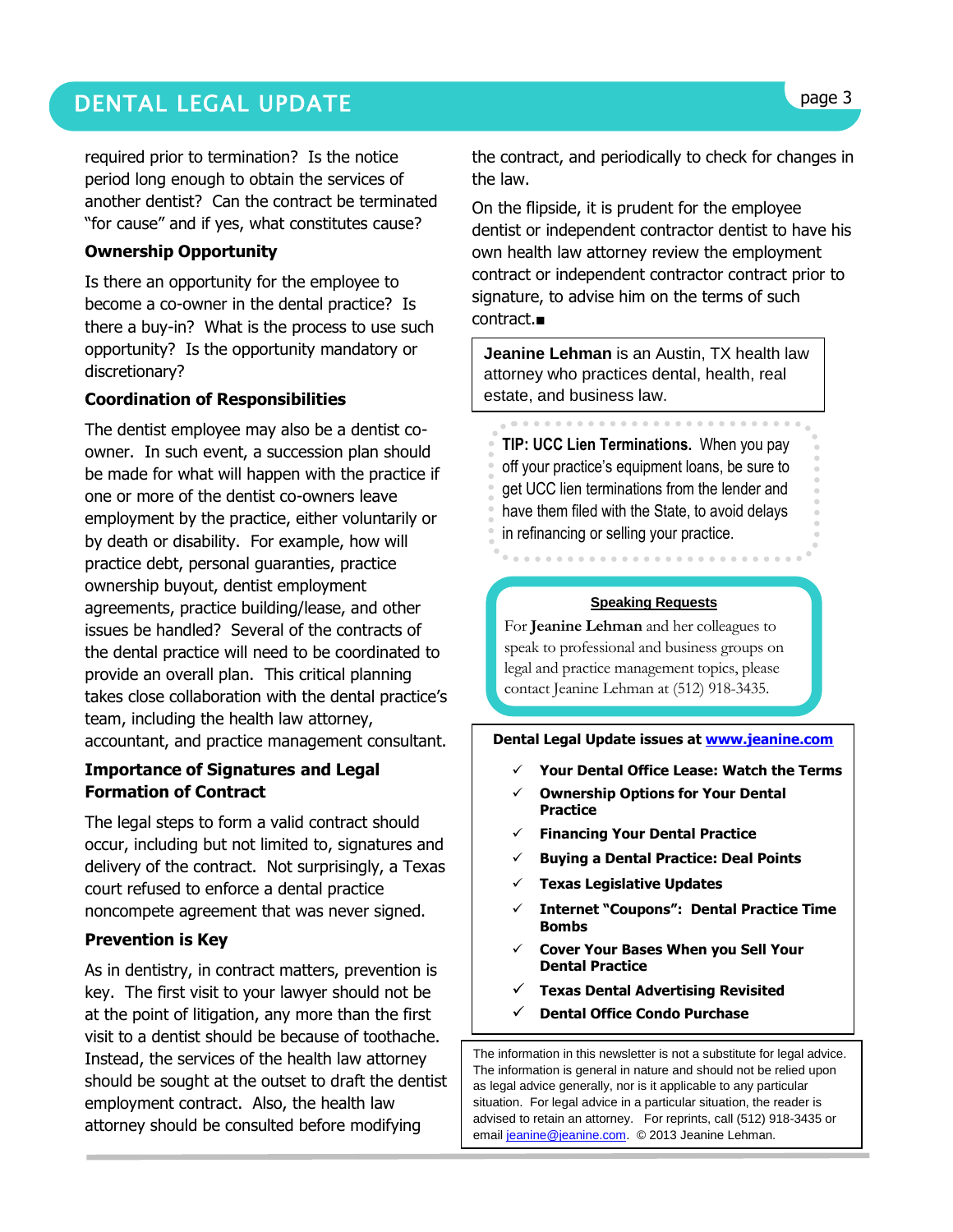required prior to termination? Is the notice period long enough to obtain the services of another dentist? Can the contract be terminated "for cause" and if yes, what constitutes cause?

### Ownership Opportunity

Is there an opportunity for the employee to become a co-owner in the dental practice? Is there a buy-in? What is the process to use such opportunity? Is the opportunity mandatory or discretionary?

### Coordination of Responsibilities

The dentist employee may also be a dentist co-owner. In such event, a succession plan should be made for what will happen with the practice if one or more of the dentist co-owners leave employment by the practice, either voluntarily or by death or disability. For example, how will practice debt, personal guaranties, practice ownership buyout, dentist employment agreements, practice building/lease, and other issues be handled? Several of the contracts of the dental practice will need to be coordinated to provide an overall plan. This critical planning takes close collaboration with the dental practice's team, including the health law attorney, accountant, and practice management consultant.

### Importance of Signatures and Legal Formation of Contract

The legal steps to form a valid contract should occur, including but not limited to, signatures and delivery of the contract. Not surprisingly, a Texas court refused to enforce a dental practice noncompete agreement that was never signed.

### Prevention is Key

As in dentistry, in contract matters, prevention is key. The first visit to your lawyer should not be at the point of litigation, any more than the first visit to a dentist should be because of toothache. Instead, the services of the health law attorney should be sought at the outset to draft the dentist employment contract. Also, the health law attorney should be consulted before modifying the contract, and periodically to check for changes in the law.

On the flipside, it is prudent for the employee dentist or independent contractor dentist to have his own health law attorney review the employment contract or independent contractor contract prior to signature, to advise him on the terms of such contract.■

**Jeanine Lehman** is an Austin, TX health law attorney who practices dental, health, real estate, and business law.

**TIP: UCC Lien Terminations.** When you pay off your practice's equipment loans, be sure to get UCC lien terminations from the lender and have them filed with the State, to avoid delays in refinancing or selling your practice.

**Speaking Requests**

For **Jeanine Lehman** and her colleagues to speak to professional and business groups on legal and practice management topics, please contact Jeanine Lehman at (512) 918-3435.

**Dental Legal Update issues at [www.jeanine.com](http://www.jeanine.com)**

- ✓ **Your Dental Office Lease: Watch the Terms**
- ✓ **Ownership Options for Your Dental Practice**
- ✓ **Financing Your Dental Practice**
- ✓ **Buying a Dental Practice: Deal Points**
- ✓ **Texas Legislative Updates**
- ✓ **Internet "Coupons": Dental Practice Time Bombs**
- ✓ **Cover Your Bases When you Sell Your Dental Practice**
- ✓ **Texas Dental Advertising Revisited**
- ✓ **Dental Office Condo Purchase**

The information in this newsletter is not a substitute for legal advice. The information is general in nature and should not be relied upon as legal advice generally, nor is it applicable to any particular situation. For legal advice in a particular situation, the reader is advised to retain an attorney. For reprints, call (512) 918-3435 or email [jeanine@jeanine.com](mailto:jeanine@jeanine.com). © 2013 Jeanine Lehman.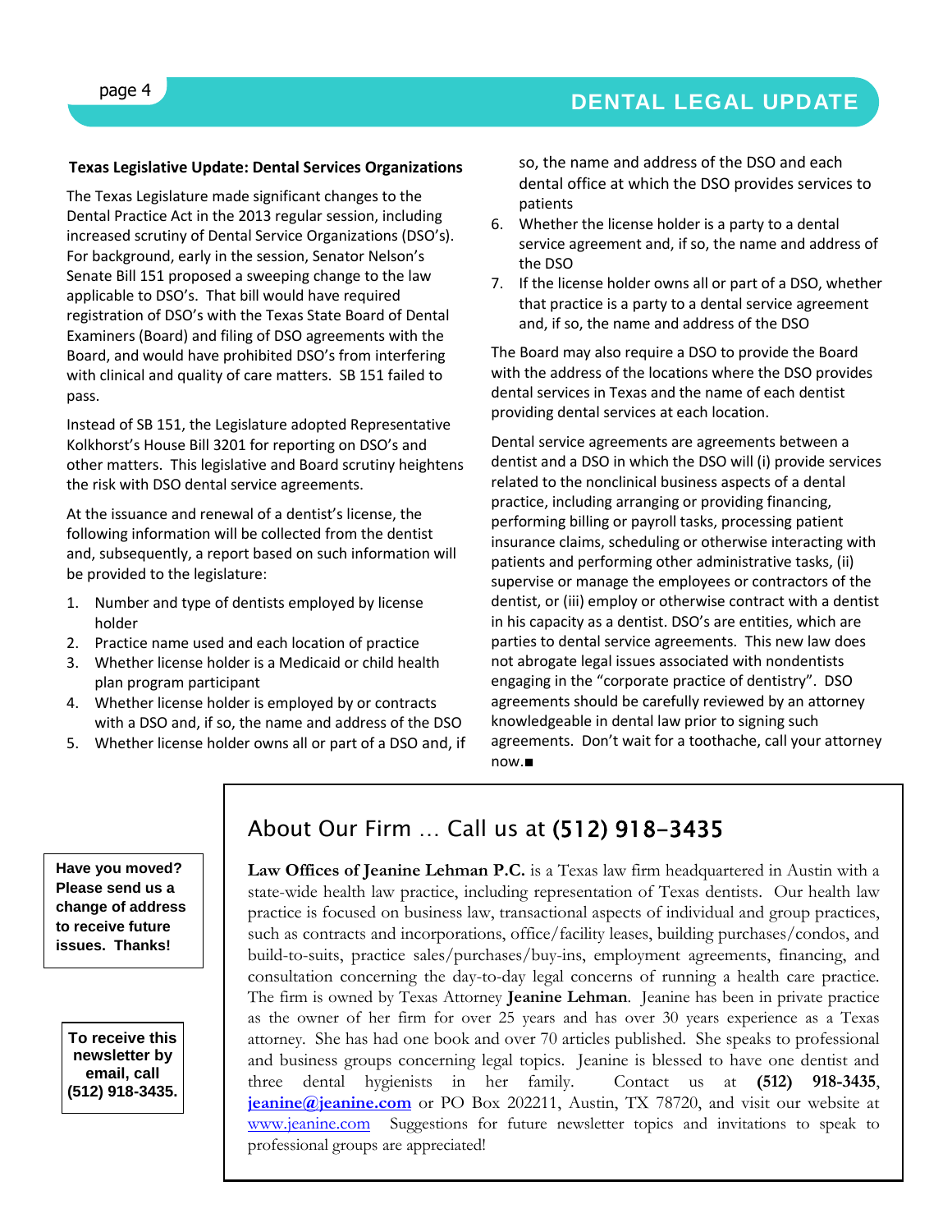## Texas Legislative Update: Dental Services Organizations

The Texas Legislature made significant changes to the Dental Practice Act in the 2013 regular session, including increased scrutiny of Dental Service Organizations (DSO's). For background, early in the session, Senator Nelson's Senate Bill 151 proposed a sweeping change to the law applicable to DSO's. That bill would have required registration of DSO's with the Texas State Board of Dental Examiners (Board) and filing of DSO agreements with the Board, and would have prohibited DSO's from interfering with clinical and quality of care matters. SB 151 failed to pass.

Instead of SB 151, the Legislature adopted Representative Kolkhorst's House Bill 3201 for reporting on DSO's and other matters. This legislative and Board scrutiny heightens the risk with DSO dental service agreements.

At the issuance and renewal of a dentist's license, the following information will be collected from the dentist and, subsequently, a report based on such information will be provided to the legislature:

1. Number and type of dentists employed by license holder
2. Practice name used and each location of practice
3. Whether license holder is a Medicaid or child health plan program participant
4. Whether license holder is employed by or contracts with a DSO and, if so, the name and address of the DSO
5. Whether license holder owns all or part of a DSO and, if so, the name and address of the DSO and each dental office at which the DSO provides services to patients
6. Whether the license holder is a party to a dental service agreement and, if so, the name and address of the DSO
7. If the license holder owns all or part of a DSO, whether that practice is a party to a dental service agreement and, if so, the name and address of the DSO

The Board may also require a DSO to provide the Board with the address of the locations where the DSO provides dental services in Texas and the name of each dentist providing dental services at each location.

Dental service agreements are agreements between a dentist and a DSO in which the DSO will (i) provide services related to the nonclinical business aspects of a dental practice, including arranging or providing financing, performing billing or payroll tasks, processing patient insurance claims, scheduling or otherwise interacting with patients and performing other administrative tasks, (ii) supervise or manage the employees or contractors of the dentist, or (iii) employ or otherwise contract with a dentist in his capacity as a dentist. DSO's are entities, which are parties to dental service agreements. This new law does not abrogate legal issues associated with nondentists engaging in the "corporate practice of dentistry". DSO agreements should be carefully reviewed by an attorney knowledgeable in dental law prior to signing such agreements. Don't wait for a toothache, call your attorney now.■

**Have you moved? Please send us a change of address to receive future issues. Thanks!**

**To receive this newsletter by email, call (512) 918-3435.**

## About Our Firm … Call us at **(512) 918-3435**

**Law Offices of Jeanine Lehman P.C.** is a Texas law firm headquartered in Austin with a state-wide health law practice, including representation of Texas dentists. Our health law practice is focused on business law, transactional aspects of individual and group practices, such as contracts and incorporations, office/facility leases, building purchases/condos, and build-to-suits, practice sales/purchases/buy-ins, employment agreements, financing, and consultation concerning the day-to-day legal concerns of running a health care practice. The firm is owned by Texas Attorney **Jeanine Lehman**. Jeanine has been in private practice as the owner of her firm for over 25 years and has over 30 years experience as a Texas attorney. She has had one book and over 70 articles published. She speaks to professional and business groups concerning legal topics. Jeanine is blessed to have one dentist and three dental hygienists in her family. Contact us at **(512) 918-3435**, **jeanine@jeanine.com** or PO Box 202211, Austin, TX 78720, and visit our website at www.jeanine.com Suggestions for future newsletter topics and invitations to speak to professional groups are appreciated!